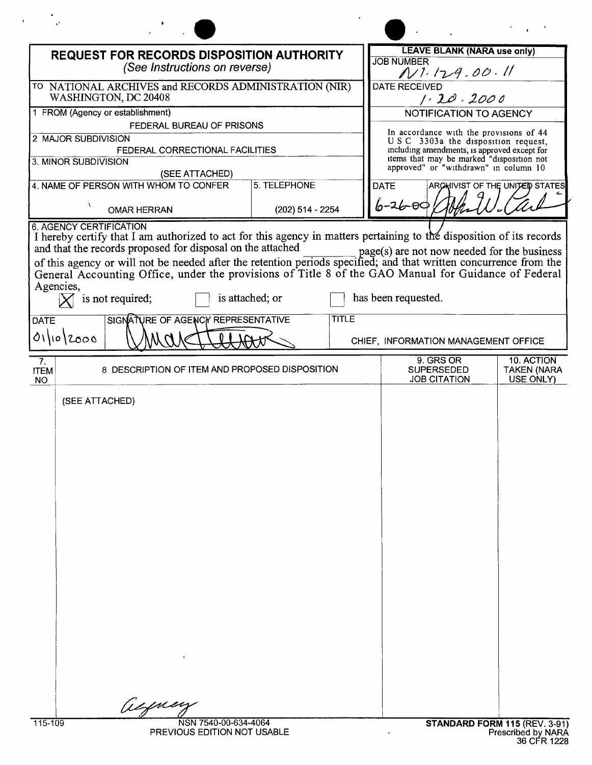# REQUEST FOR RECORDS DISPOSITION AUTHORITY

*(See Instructions on reverse)*

| | |
|---|---|
| TO NATIONAL ARCHIVES and RECORDS ADMINISTRATION (NIR) WASHINGTON, DC 20408 | **LEAVE BLANK (NARA use only)** JOB NUMBER N1-129-00-11 |
| 1 FROM (Agency or establishment) FEDERAL BUREAU OF PRISONS | DATE RECEIVED 1-20-2000 |
| 2 MAJOR SUBDIVISION FEDERAL CORRECTIONAL FACILITIES | NOTIFICATION TO AGENCY |
| 3. MINOR SUBDIVISION (SEE ATTACHED) | In accordance with the provisions of 44 U S C 3303a the disposition request, including amendments, is approved except for items that may be marked "disposition not approved" or "withdrawn" in column 10 |
| 4. NAME OF PERSON WITH WHOM TO CONFER: OMAR HERRAN — 5. TELEPHONE: (202) 514 - 2254 | DATE 6-26-00 — ARCHIVIST OF THE UNITED STATES (signature) |

**6. AGENCY CERTIFICATION**

I hereby certify that I am authorized to act for this agency in matters pertaining to the disposition of its records and that the records proposed for disposal on the attached ______ page(s) are not now needed for the business of this agency or will not be needed after the retention periods specified; and that written concurrence from the General Accounting Office, under the provisions of Title 8 of the GAO Manual for Guidance of Federal Agencies,

☒ is not required; ☐ is attached; or ☐ has been requested.

| DATE | SIGNATURE OF AGENCY REPRESENTATIVE | TITLE |
|---|---|---|
| 01/10/2000 | (signature) | CHIEF, INFORMATION MANAGEMENT OFFICE |

| 7. ITEM NO | 8 DESCRIPTION OF ITEM AND PROPOSED DISPOSITION | 9. GRS OR SUPERSEDED JOB CITATION | 10. ACTION TAKEN (NARA USE ONLY) |
|---|---|---|---|
| | (SEE ATTACHED) | | |

Agency

115-109 NSN 7540-00-634-4064 PREVIOUS EDITION NOT USABLE

**STANDARD FORM 115** (REV. 3-91) Prescribed by NARA 36 CFR 1228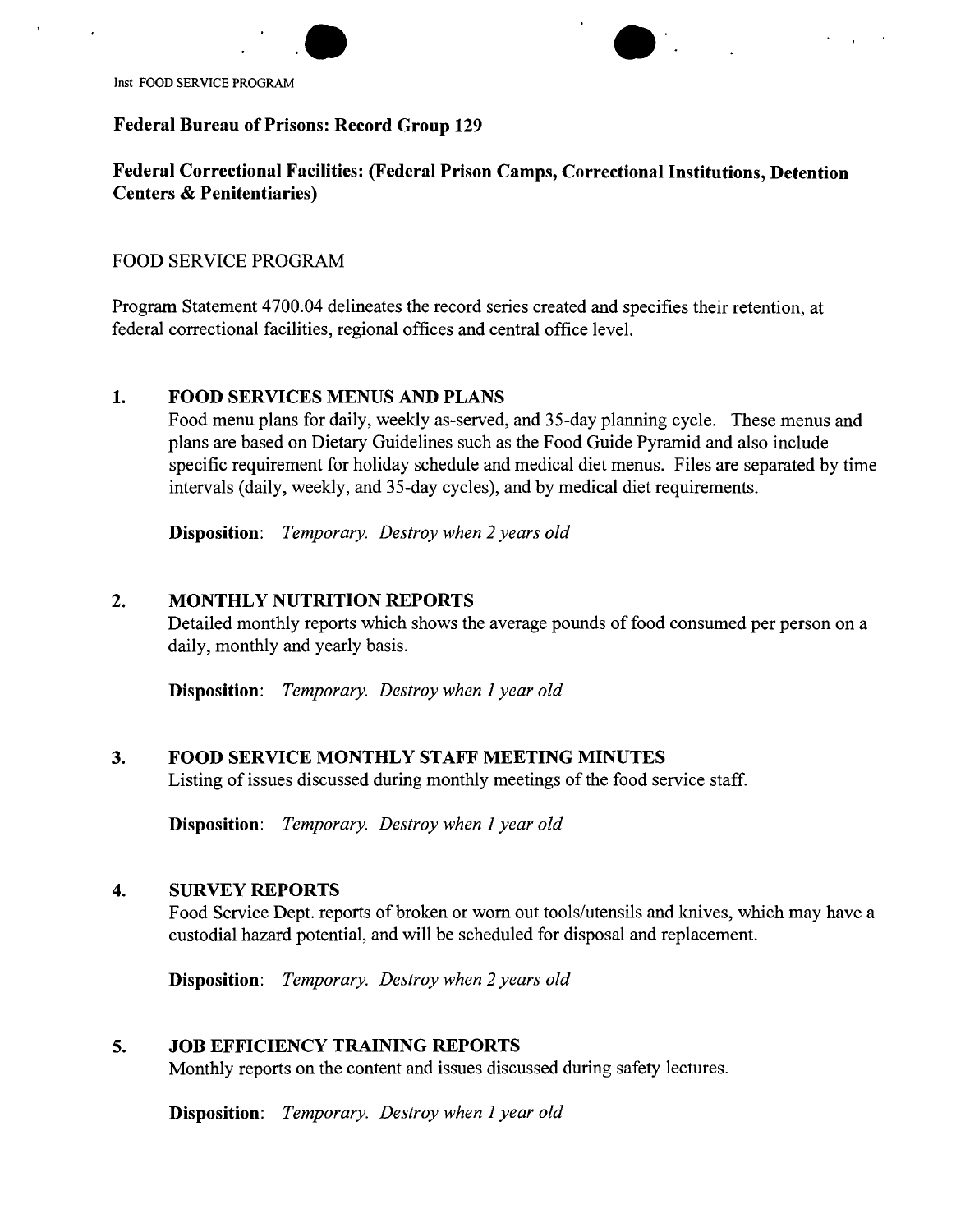**Federal Bureau of Prisons: Record Group 129**

**Federal Correctional Facilities: (Federal Prison Camps, Correctional Institutions, Detention Centers & Penitentiaries)**

FOOD SERVICE PROGRAM

Program Statement 4700.04 delineates the record series created and specifies their retention, at federal correctional facilities, regional offices and central office level.

1. **FOOD SERVICES MENUS AND PLANS**
   Food menu plans for daily, weekly as-served, and 35-day planning cycle. These menus and plans are based on Dietary Guidelines such as the Food Guide Pyramid and also include specific requirement for holiday schedule and medical diet menus. Files are separated by time intervals (daily, weekly, and 35-day cycles), and by medical diet requirements.

   **Disposition**: *Temporary. Destroy when 2 years old*

2. **MONTHLY NUTRITION REPORTS**
   Detailed monthly reports which shows the average pounds of food consumed per person on a daily, monthly and yearly basis.

   **Disposition**: *Temporary. Destroy when 1 year old*

3. **FOOD SERVICE MONTHLY STAFF MEETING MINUTES**
   Listing of issues discussed during monthly meetings of the food service staff.

   **Disposition**: *Temporary. Destroy when 1 year old*

4. **SURVEY REPORTS**
   Food Service Dept. reports of broken or worn out tools/utensils and knives, which may have a custodial hazard potential, and will be scheduled for disposal and replacement.

   **Disposition**: *Temporary. Destroy when 2 years old*

5. **JOB EFFICIENCY TRAINING REPORTS**
   Monthly reports on the content and issues discussed during safety lectures.

   **Disposition**: *Temporary. Destroy when 1 year old*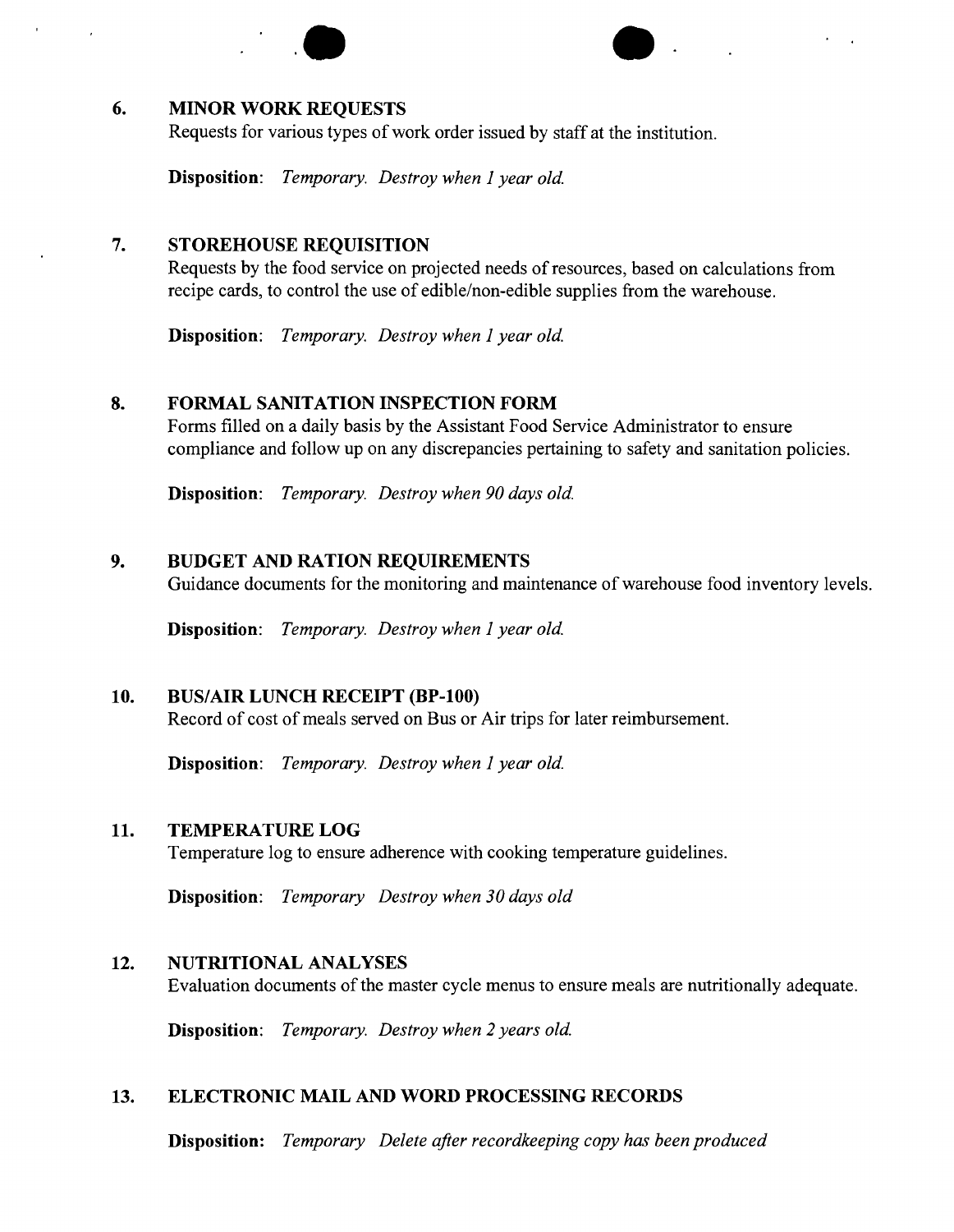6. **MINOR WORK REQUESTS**
   Requests for various types of work order issued by staff at the institution.

   **Disposition**: *Temporary. Destroy when 1 year old.*

7. **STOREHOUSE REQUISITION**
   Requests by the food service on projected needs of resources, based on calculations from recipe cards, to control the use of edible/non-edible supplies from the warehouse.

   **Disposition**: *Temporary. Destroy when 1 year old.*

8. **FORMAL SANITATION INSPECTION FORM**
   Forms filled on a daily basis by the Assistant Food Service Administrator to ensure compliance and follow up on any discrepancies pertaining to safety and sanitation policies.

   **Disposition**: *Temporary. Destroy when 90 days old.*

9. **BUDGET AND RATION REQUIREMENTS**
   Guidance documents for the monitoring and maintenance of warehouse food inventory levels.

   **Disposition**: *Temporary. Destroy when 1 year old.*

10. **BUS/AIR LUNCH RECEIPT (BP-100)**
    Record of cost of meals served on Bus or Air trips for later reimbursement.

    **Disposition**: *Temporary. Destroy when 1 year old.*

11. **TEMPERATURE LOG**
    Temperature log to ensure adherence with cooking temperature guidelines.

    **Disposition**: *Temporary Destroy when 30 days old*

12. **NUTRITIONAL ANALYSES**
    Evaluation documents of the master cycle menus to ensure meals are nutritionally adequate.

    **Disposition**: *Temporary. Destroy when 2 years old.*

13. **ELECTRONIC MAIL AND WORD PROCESSING RECORDS**

    **Disposition:** *Temporary Delete after recordkeeping copy has been produced*